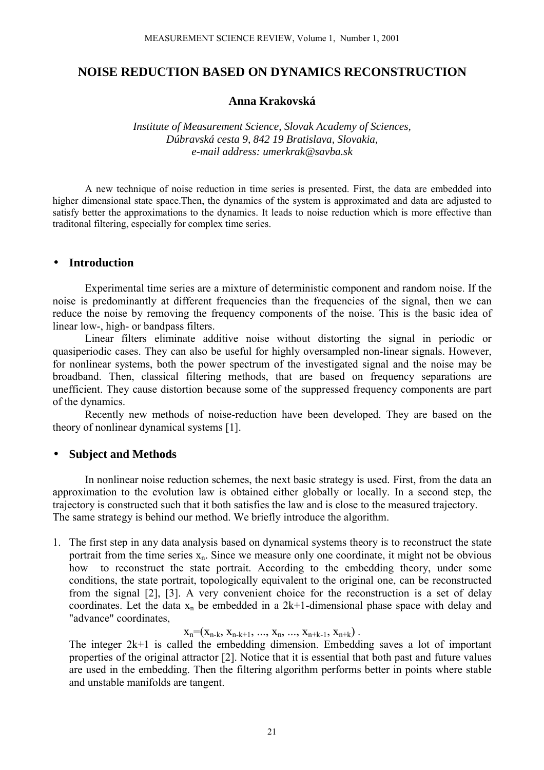# NOISE REDUCTION BASED ON DYNAMICS RECONSTRUCTION

**Anna Krakovská**

*Institute of Measurement Science, Slovak Academy of Sciences,*
*Dúbravská cesta 9, 842 19 Bratislava, Slovakia,*
*e-mail address: umerkrak@savba.sk*

A new technique of noise reduction in time series is presented. First, the data are embedded into higher dimensional state space.Then, the dynamics of the system is approximated and data are adjusted to satisfy better the approximations to the dynamics. It leads to noise reduction which is more effective than traditonal filtering, especially for complex time series.

## Introduction

Experimental time series are a mixture of deterministic component and random noise. If the noise is predominantly at different frequencies than the frequencies of the signal, then we can reduce the noise by removing the frequency components of the noise. This is the basic idea of linear low-, high- or bandpass filters.

Linear filters eliminate additive noise without distorting the signal in periodic or quasiperiodic cases. They can also be useful for highly oversampled non-linear signals. However, for nonlinear systems, both the power spectrum of the investigated signal and the noise may be broadband. Then, classical filtering methods, that are based on frequency separations are unefficient. They cause distortion because some of the suppressed frequency components are part of the dynamics.

Recently new methods of noise-reduction have been developed. They are based on the theory of nonlinear dynamical systems [1].

## Subject and Methods

In nonlinear noise reduction schemes, the next basic strategy is used. First, from the data an approximation to the evolution law is obtained either globally or locally. In a second step, the trajectory is constructed such that it both satisfies the law and is close to the measured trajectory. The same strategy is behind our method. We briefly introduce the algorithm.

1. The first step in any data analysis based on dynamical systems theory is to reconstruct the state portrait from the time series $x_n$. Since we measure only one coordinate, it might not be obvious how to reconstruct the state portrait. According to the embedding theory, under some conditions, the state portrait, topologically equivalent to the original one, can be reconstructed from the signal [2], [3]. A very convenient choice for the reconstruction is a set of delay coordinates. Let the data $x_n$ be embedded in a 2k+1-dimensional phase space with delay and "advance" coordinates,

$$\mathbf{x}_n=(x_{n-k}, x_{n-k+1}, ..., x_n, ..., x_{n+k-1}, x_{n+k}) .$$

The integer 2k+1 is called the embedding dimension. Embedding saves a lot of important properties of the original attractor [2]. Notice that it is essential that both past and future values are used in the embedding. Then the filtering algorithm performs better in points where stable and unstable manifolds are tangent.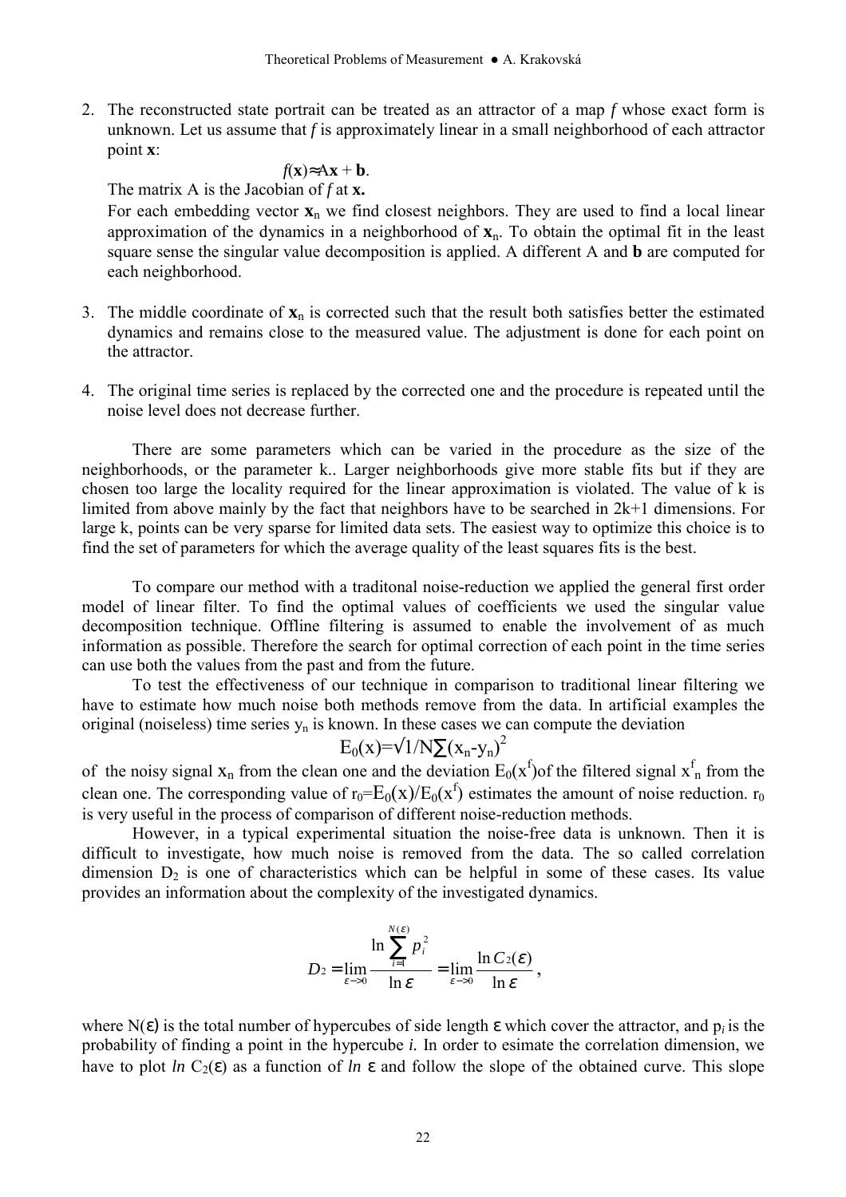2. The reconstructed state portrait can be treated as an attractor of a map $f$ whose exact form is unknown. Let us assume that $f$ is approximately linear in a small neighborhood of each attractor point $\mathbf{x}$:

   $$f(\mathbf{x})\approx A\mathbf{x} + \mathbf{b}.$$

   The matrix A is the Jacobian of $f$ at $\mathbf{x}$.

   For each embedding vector $\mathbf{x}_n$ we find closest neighbors. They are used to find a local linear approximation of the dynamics in a neighborhood of $\mathbf{x}_n$. To obtain the optimal fit in the least square sense the singular value decomposition is applied. A different A and $\mathbf{b}$ are computed for each neighborhood.

3. The middle coordinate of $\mathbf{x}_n$ is corrected such that the result both satisfies better the estimated dynamics and remains close to the measured value. The adjustment is done for each point on the attractor.

4. The original time series is replaced by the corrected one and the procedure is repeated until the noise level does not decrease further.

There are some parameters which can be varied in the procedure as the size of the neighborhoods, or the parameter k.. Larger neighborhoods give more stable fits but if they are chosen too large the locality required for the linear approximation is violated. The value of k is limited from above mainly by the fact that neighbors have to be searched in 2k+1 dimensions. For large k, points can be very sparse for limited data sets. The easiest way to optimize this choice is to find the set of parameters for which the average quality of the least squares fits is the best.

To compare our method with a traditonal noise-reduction we applied the general first order model of linear filter. To find the optimal values of coefficients we used the singular value decomposition technique. Offline filtering is assumed to enable the involvement of as much information as possible. Therefore the search for optimal correction of each point in the time series can use both the values from the past and from the future.

To test the effectiveness of our technique in comparison to traditional linear filtering we have to estimate how much noise both methods remove from the data. In artificial examples the original (noiseless) time series $y_n$ is known. In these cases we can compute the deviation

$$E_0(x)=\sqrt{1/N\sum(x_n-y_n)^2}$$

of the noisy signal $x_n$ from the clean one and the deviation $E_0(x^f)$of the filtered signal $x^f_n$ from the clean one. The corresponding value of $r_0=E_0(x)/E_0(x^f)$ estimates the amount of noise reduction. $r_0$ is very useful in the process of comparison of different noise-reduction methods.

However, in a typical experimental situation the noise-free data is unknown. Then it is difficult to investigate, how much noise is removed from the data. The so called correlation dimension $D_2$ is one of characteristics which can be helpful in some of these cases. Its value provides an information about the complexity of the investigated dynamics.

$$D_2 = \lim_{\varepsilon \to 0} \frac{\ln \sum_{i=1}^{N(\varepsilon)} p_i^2}{\ln \varepsilon} = \lim_{\varepsilon \to 0} \frac{\ln C_2(\varepsilon)}{\ln \varepsilon},$$

where $N(\varepsilon)$ is the total number of hypercubes of side length $\varepsilon$ which cover the attractor, and $p_i$ is the probability of finding a point in the hypercube $i$. In order to esimate the correlation dimension, we have to plot $\ln C_2(\varepsilon)$ as a function of $\ln \varepsilon$ and follow the slope of the obtained curve. This slope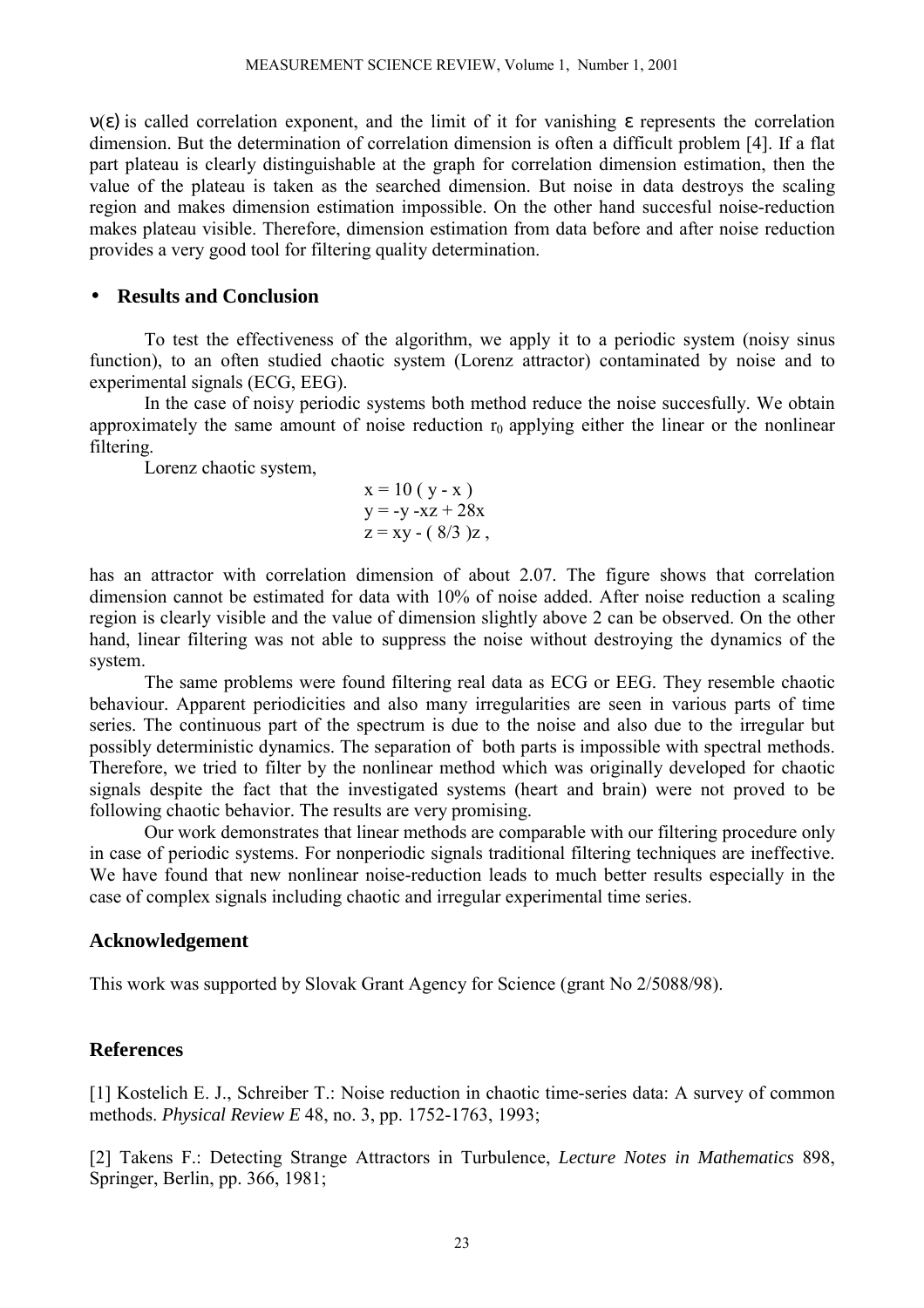$\nu(\varepsilon)$ is called correlation exponent, and the limit of it for vanishing $\varepsilon$ represents the correlation dimension. But the determination of correlation dimension is often a difficult problem [4]. If a flat part plateau is clearly distinguishable at the graph for correlation dimension estimation, then the value of the plateau is taken as the searched dimension. But noise in data destroys the scaling region and makes dimension estimation impossible. On the other hand succesful noise-reduction makes plateau visible. Therefore, dimension estimation from data before and after noise reduction provides a very good tool for filtering quality determination.

## Results and Conclusion

To test the effectiveness of the algorithm, we apply it to a periodic system (noisy sinus function), to an often studied chaotic system (Lorenz attractor) contaminated by noise and to experimental signals (ECG, EEG).

In the case of noisy periodic systems both method reduce the noise succesfully. We obtain approximately the same amount of noise reduction $r_0$ applying either the linear or the nonlinear filtering.

Lorenz chaotic system,

$$
\begin{aligned}
x &= 10\,(y - x) \\
y &= -y - xz + 28x \\
z &= xy - (8/3)z\,,
\end{aligned}
$$

has an attractor with correlation dimension of about 2.07. The figure shows that correlation dimension cannot be estimated for data with 10% of noise added. After noise reduction a scaling region is clearly visible and the value of dimension slightly above 2 can be observed. On the other hand, linear filtering was not able to suppress the noise without destroying the dynamics of the system.

The same problems were found filtering real data as ECG or EEG. They resemble chaotic behaviour. Apparent periodicities and also many irregularities are seen in various parts of time series. The continuous part of the spectrum is due to the noise and also due to the irregular but possibly deterministic dynamics. The separation of both parts is impossible with spectral methods. Therefore, we tried to filter by the nonlinear method which was originally developed for chaotic signals despite the fact that the investigated systems (heart and brain) were not proved to be following chaotic behavior. The results are very promising.

Our work demonstrates that linear methods are comparable with our filtering procedure only in case of periodic systems. For nonperiodic signals traditional filtering techniques are ineffective. We have found that new nonlinear noise-reduction leads to much better results especially in the case of complex signals including chaotic and irregular experimental time series.

## Acknowledgement

This work was supported by Slovak Grant Agency for Science (grant No 2/5088/98).

## References

[1] Kostelich E. J., Schreiber T.: Noise reduction in chaotic time-series data: A survey of common methods. *Physical Review E* 48, no. 3, pp. 1752-1763, 1993;

[2] Takens F.: Detecting Strange Attractors in Turbulence, *Lecture Notes in Mathematics* 898, Springer, Berlin, pp. 366, 1981;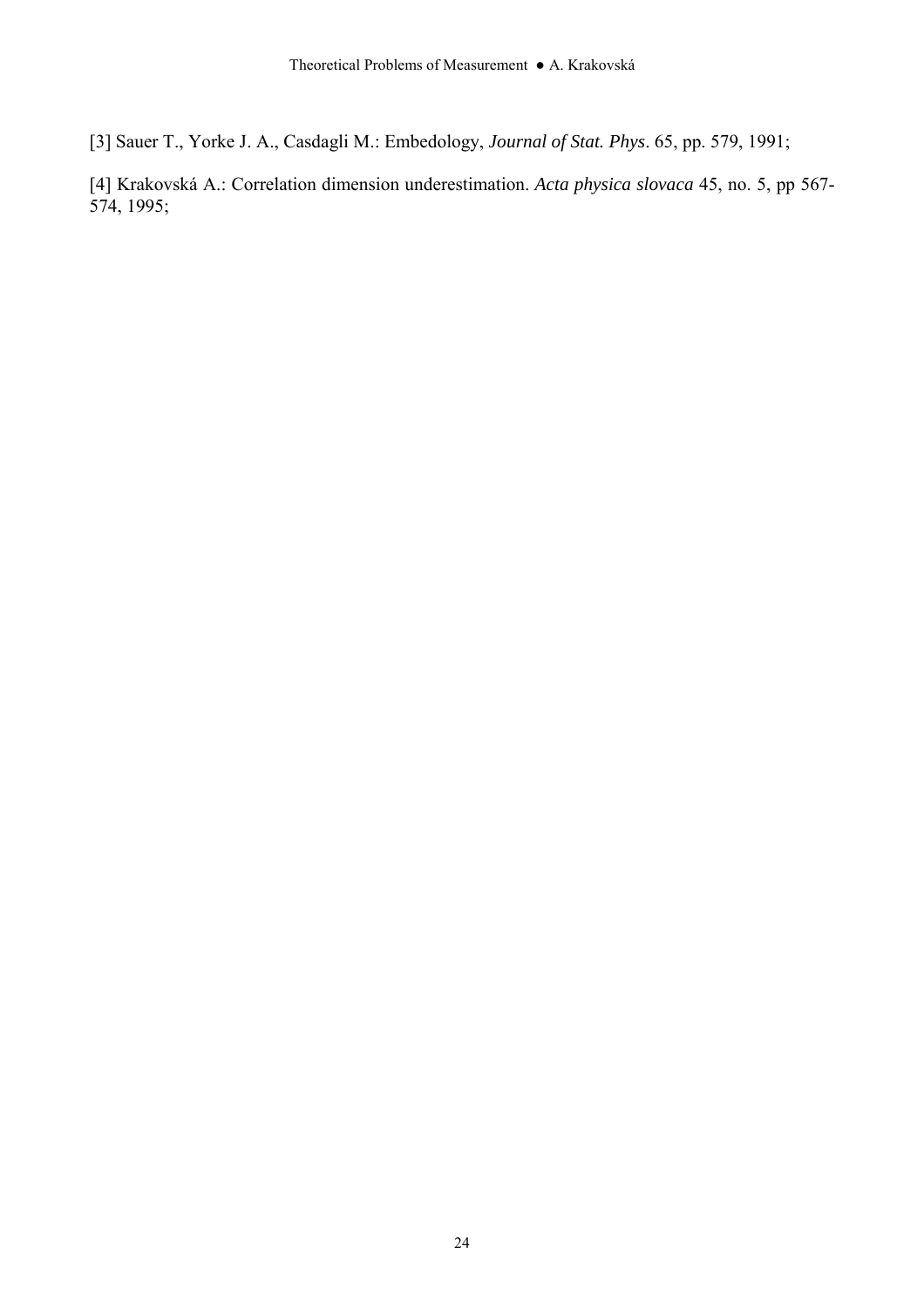[3] Sauer T., Yorke J. A., Casdagli M.: Embedology, *Journal of Stat. Phys*. 65, pp. 579, 1991;

[4] Krakovská A.: Correlation dimension underestimation. *Acta physica slovaca* 45, no. 5, pp 567-574, 1995;